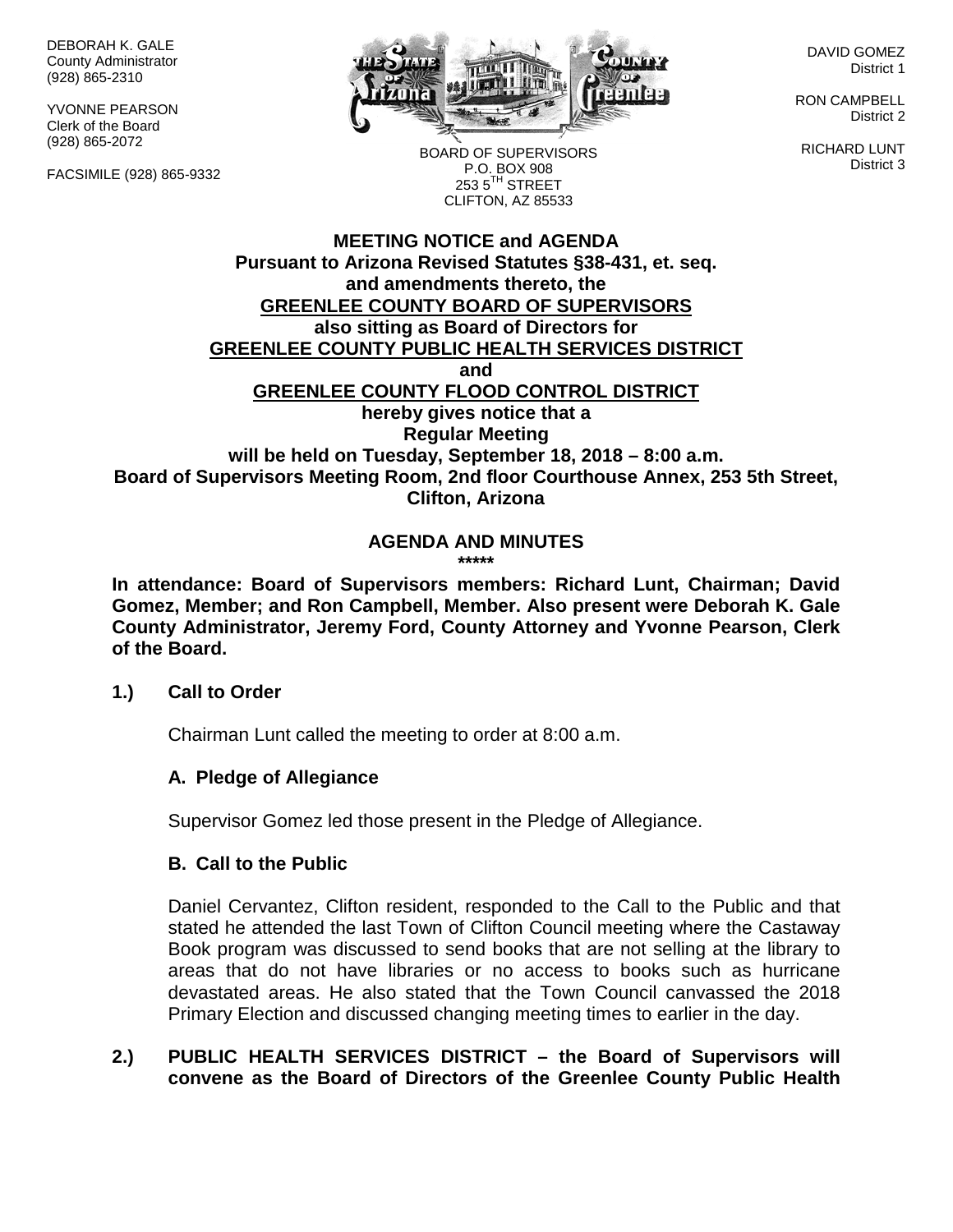DEBORAH K. GALE
County Administrator
(928) 865-2310

YVONNE PEARSON
Clerk of the Board
(928) 865-2072

FACSIMILE (928) 865-9332

BOARD OF SUPERVISORS
P.O. BOX 908
253 5TH STREET
CLIFTON, AZ 85533

DAVID GOMEZ
District 1

RON CAMPBELL
District 2

RICHARD LUNT
District 3

**MEETING NOTICE and AGENDA**
**Pursuant to Arizona Revised Statutes §38-431, et. seq.**
**and amendments thereto, the**
**GREENLEE COUNTY BOARD OF SUPERVISORS**
**also sitting as Board of Directors for**
**GREENLEE COUNTY PUBLIC HEALTH SERVICES DISTRICT**
**and**
**GREENLEE COUNTY FLOOD CONTROL DISTRICT**
**hereby gives notice that a**
**Regular Meeting**
**will be held on Tuesday, September 18, 2018 – 8:00 a.m.**
**Board of Supervisors Meeting Room, 2nd floor Courthouse Annex, 253 5th Street, Clifton, Arizona**

**AGENDA AND MINUTES**
**\*\*\*\*\***

**In attendance: Board of Supervisors members: Richard Lunt, Chairman; David Gomez, Member; and Ron Campbell, Member. Also present were Deborah K. Gale County Administrator, Jeremy Ford, County Attorney and Yvonne Pearson, Clerk of the Board.**

**1.) Call to Order**

Chairman Lunt called the meeting to order at 8:00 a.m.

**A. Pledge of Allegiance**

Supervisor Gomez led those present in the Pledge of Allegiance.

**B. Call to the Public**

Daniel Cervantez, Clifton resident, responded to the Call to the Public and that stated he attended the last Town of Clifton Council meeting where the Castaway Book program was discussed to send books that are not selling at the library to areas that do not have libraries or no access to books such as hurricane devastated areas. He also stated that the Town Council canvassed the 2018 Primary Election and discussed changing meeting times to earlier in the day.

**2.) PUBLIC HEALTH SERVICES DISTRICT – the Board of Supervisors will convene as the Board of Directors of the Greenlee County Public Health**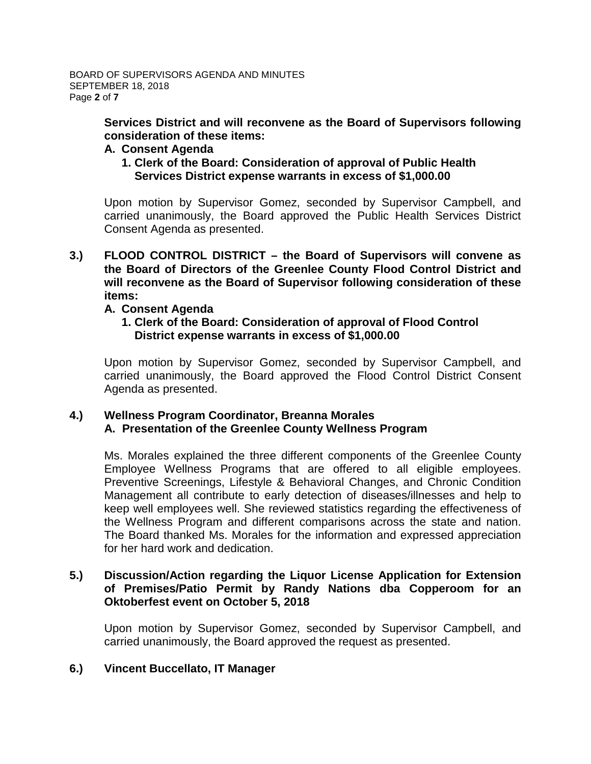**Services District and will reconvene as the Board of Supervisors following consideration of these items:**

**A. Consent Agenda**

**1. Clerk of the Board: Consideration of approval of Public Health Services District expense warrants in excess of $1,000.00**

Upon motion by Supervisor Gomez, seconded by Supervisor Campbell, and carried unanimously, the Board approved the Public Health Services District Consent Agenda as presented.

**3.) FLOOD CONTROL DISTRICT – the Board of Supervisors will convene as the Board of Directors of the Greenlee County Flood Control District and will reconvene as the Board of Supervisor following consideration of these items:**

**A. Consent Agenda**

**1. Clerk of the Board: Consideration of approval of Flood Control District expense warrants in excess of $1,000.00**

Upon motion by Supervisor Gomez, seconded by Supervisor Campbell, and carried unanimously, the Board approved the Flood Control District Consent Agenda as presented.

**4.) Wellness Program Coordinator, Breanna Morales**

**A. Presentation of the Greenlee County Wellness Program**

Ms. Morales explained the three different components of the Greenlee County Employee Wellness Programs that are offered to all eligible employees. Preventive Screenings, Lifestyle & Behavioral Changes, and Chronic Condition Management all contribute to early detection of diseases/illnesses and help to keep well employees well. She reviewed statistics regarding the effectiveness of the Wellness Program and different comparisons across the state and nation. The Board thanked Ms. Morales for the information and expressed appreciation for her hard work and dedication.

**5.) Discussion/Action regarding the Liquor License Application for Extension of Premises/Patio Permit by Randy Nations dba Copperoom for an Oktoberfest event on October 5, 2018**

Upon motion by Supervisor Gomez, seconded by Supervisor Campbell, and carried unanimously, the Board approved the request as presented.

**6.) Vincent Buccellato, IT Manager**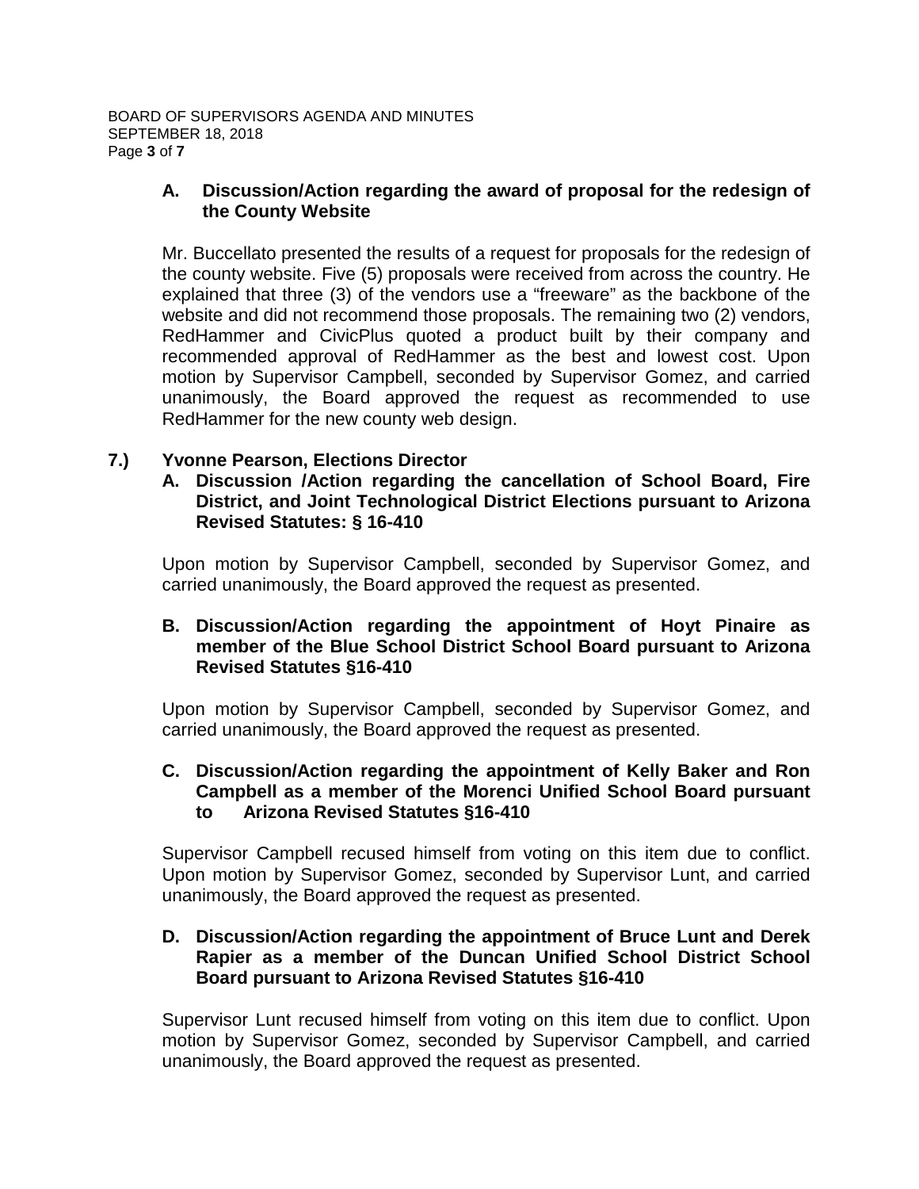**A. Discussion/Action regarding the award of proposal for the redesign of the County Website**

Mr. Buccellato presented the results of a request for proposals for the redesign of the county website. Five (5) proposals were received from across the country. He explained that three (3) of the vendors use a "freeware" as the backbone of the website and did not recommend those proposals. The remaining two (2) vendors, RedHammer and CivicPlus quoted a product built by their company and recommended approval of RedHammer as the best and lowest cost. Upon motion by Supervisor Campbell, seconded by Supervisor Gomez, and carried unanimously, the Board approved the request as recommended to use RedHammer for the new county web design.

**7.) Yvonne Pearson, Elections Director**

**A. Discussion /Action regarding the cancellation of School Board, Fire District, and Joint Technological District Elections pursuant to Arizona Revised Statutes: § 16-410**

Upon motion by Supervisor Campbell, seconded by Supervisor Gomez, and carried unanimously, the Board approved the request as presented.

**B. Discussion/Action regarding the appointment of Hoyt Pinaire as member of the Blue School District School Board pursuant to Arizona Revised Statutes §16-410**

Upon motion by Supervisor Campbell, seconded by Supervisor Gomez, and carried unanimously, the Board approved the request as presented.

**C. Discussion/Action regarding the appointment of Kelly Baker and Ron Campbell as a member of the Morenci Unified School Board pursuant to Arizona Revised Statutes §16-410**

Supervisor Campbell recused himself from voting on this item due to conflict. Upon motion by Supervisor Gomez, seconded by Supervisor Lunt, and carried unanimously, the Board approved the request as presented.

**D. Discussion/Action regarding the appointment of Bruce Lunt and Derek Rapier as a member of the Duncan Unified School District School Board pursuant to Arizona Revised Statutes §16-410**

Supervisor Lunt recused himself from voting on this item due to conflict. Upon motion by Supervisor Gomez, seconded by Supervisor Campbell, and carried unanimously, the Board approved the request as presented.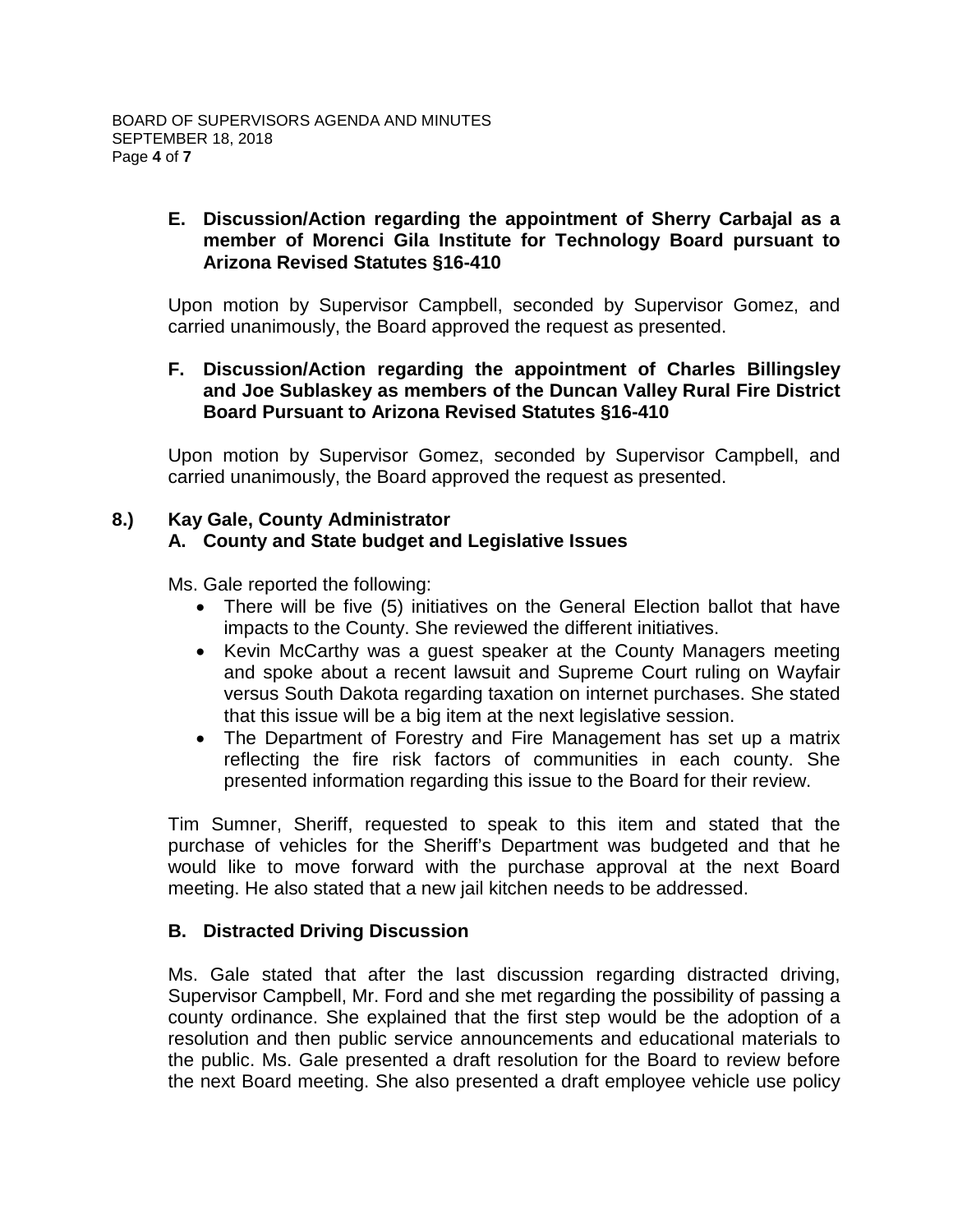**E. Discussion/Action regarding the appointment of Sherry Carbajal as a member of Morenci Gila Institute for Technology Board pursuant to Arizona Revised Statutes §16-410**

Upon motion by Supervisor Campbell, seconded by Supervisor Gomez, and carried unanimously, the Board approved the request as presented.

**F. Discussion/Action regarding the appointment of Charles Billingsley and Joe Sublaskey as members of the Duncan Valley Rural Fire District Board Pursuant to Arizona Revised Statutes §16-410**

Upon motion by Supervisor Gomez, seconded by Supervisor Campbell, and carried unanimously, the Board approved the request as presented.

**8.) Kay Gale, County Administrator**

**A. County and State budget and Legislative Issues**

Ms. Gale reported the following:

- There will be five (5) initiatives on the General Election ballot that have impacts to the County. She reviewed the different initiatives.
- Kevin McCarthy was a guest speaker at the County Managers meeting and spoke about a recent lawsuit and Supreme Court ruling on Wayfair versus South Dakota regarding taxation on internet purchases. She stated that this issue will be a big item at the next legislative session.
- The Department of Forestry and Fire Management has set up a matrix reflecting the fire risk factors of communities in each county. She presented information regarding this issue to the Board for their review.

Tim Sumner, Sheriff, requested to speak to this item and stated that the purchase of vehicles for the Sheriff's Department was budgeted and that he would like to move forward with the purchase approval at the next Board meeting. He also stated that a new jail kitchen needs to be addressed.

**B. Distracted Driving Discussion**

Ms. Gale stated that after the last discussion regarding distracted driving, Supervisor Campbell, Mr. Ford and she met regarding the possibility of passing a county ordinance. She explained that the first step would be the adoption of a resolution and then public service announcements and educational materials to the public. Ms. Gale presented a draft resolution for the Board to review before the next Board meeting. She also presented a draft employee vehicle use policy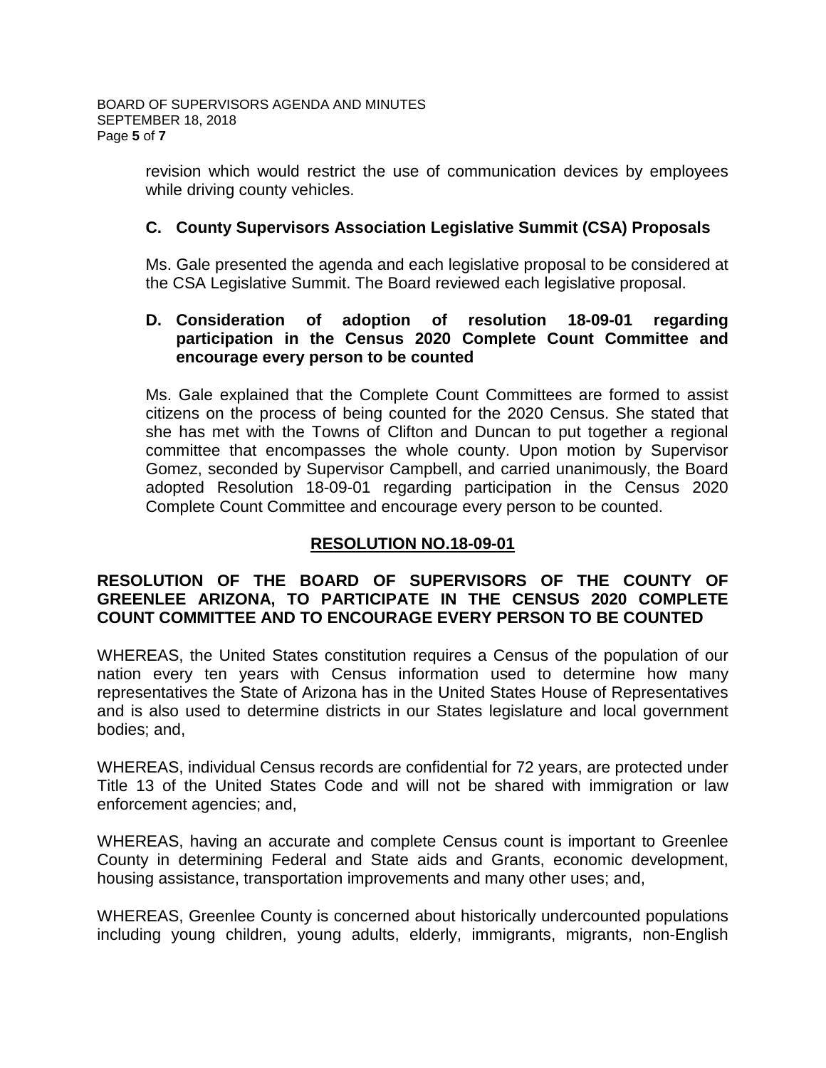revision which would restrict the use of communication devices by employees while driving county vehicles.

### C. County Supervisors Association Legislative Summit (CSA) Proposals

Ms. Gale presented the agenda and each legislative proposal to be considered at the CSA Legislative Summit. The Board reviewed each legislative proposal.

### D. Consideration of adoption of resolution 18-09-01 regarding participation in the Census 2020 Complete Count Committee and encourage every person to be counted

Ms. Gale explained that the Complete Count Committees are formed to assist citizens on the process of being counted for the 2020 Census. She stated that she has met with the Towns of Clifton and Duncan to put together a regional committee that encompasses the whole county. Upon motion by Supervisor Gomez, seconded by Supervisor Campbell, and carried unanimously, the Board adopted Resolution 18-09-01 regarding participation in the Census 2020 Complete Count Committee and encourage every person to be counted.

**RESOLUTION NO.18-09-01**

**RESOLUTION OF THE BOARD OF SUPERVISORS OF THE COUNTY OF GREENLEE ARIZONA, TO PARTICIPATE IN THE CENSUS 2020 COMPLETE COUNT COMMITTEE AND TO ENCOURAGE EVERY PERSON TO BE COUNTED**

WHEREAS, the United States constitution requires a Census of the population of our nation every ten years with Census information used to determine how many representatives the State of Arizona has in the United States House of Representatives and is also used to determine districts in our States legislature and local government bodies; and,

WHEREAS, individual Census records are confidential for 72 years, are protected under Title 13 of the United States Code and will not be shared with immigration or law enforcement agencies; and,

WHEREAS, having an accurate and complete Census count is important to Greenlee County in determining Federal and State aids and Grants, economic development, housing assistance, transportation improvements and many other uses; and,

WHEREAS, Greenlee County is concerned about historically undercounted populations including young children, young adults, elderly, immigrants, migrants, non-English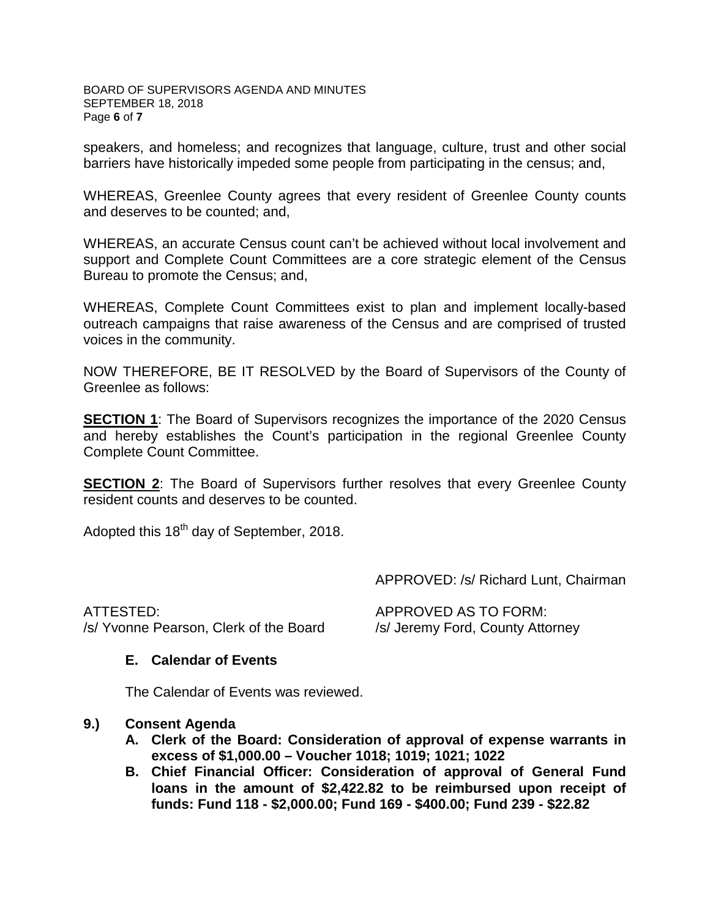speakers, and homeless; and recognizes that language, culture, trust and other social barriers have historically impeded some people from participating in the census; and,

WHEREAS, Greenlee County agrees that every resident of Greenlee County counts and deserves to be counted; and,

WHEREAS, an accurate Census count can't be achieved without local involvement and support and Complete Count Committees are a core strategic element of the Census Bureau to promote the Census; and,

WHEREAS, Complete Count Committees exist to plan and implement locally-based outreach campaigns that raise awareness of the Census and are comprised of trusted voices in the community.

NOW THEREFORE, BE IT RESOLVED by the Board of Supervisors of the County of Greenlee as follows:

**SECTION 1**: The Board of Supervisors recognizes the importance of the 2020 Census and hereby establishes the Count's participation in the regional Greenlee County Complete Count Committee.

**SECTION 2**: The Board of Supervisors further resolves that every Greenlee County resident counts and deserves to be counted.

Adopted this 18th day of September, 2018.

APPROVED: /s/ Richard Lunt, Chairman

ATTESTED:
/s/ Yvonne Pearson, Clerk of the Board

APPROVED AS TO FORM:
/s/ Jeremy Ford, County Attorney

**E. Calendar of Events**

The Calendar of Events was reviewed.

**9.) Consent Agenda**

**A. Clerk of the Board: Consideration of approval of expense warrants in excess of $1,000.00 – Voucher 1018; 1019; 1021; 1022**

**B. Chief Financial Officer: Consideration of approval of General Fund loans in the amount of $2,422.82 to be reimbursed upon receipt of funds: Fund 118 - $2,000.00; Fund 169 - $400.00; Fund 239 - $22.82**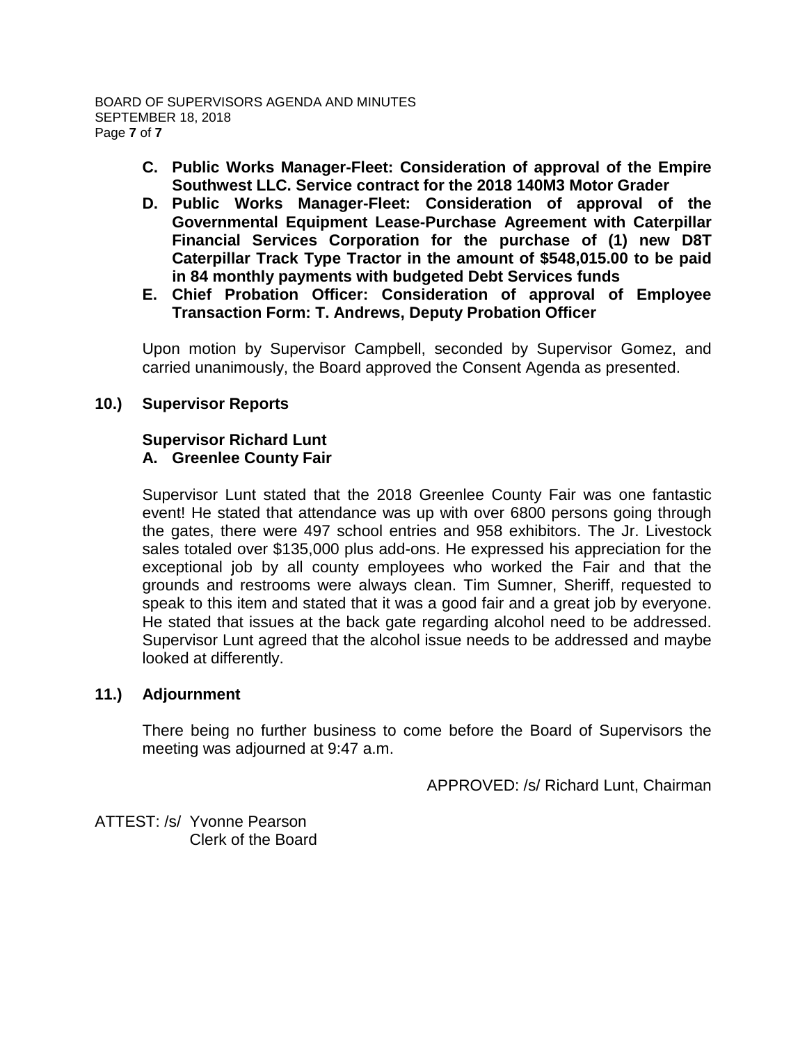**C. Public Works Manager-Fleet: Consideration of approval of the Empire Southwest LLC. Service contract for the 2018 140M3 Motor Grader**

**D. Public Works Manager-Fleet: Consideration of approval of the Governmental Equipment Lease-Purchase Agreement with Caterpillar Financial Services Corporation for the purchase of (1) new D8T Caterpillar Track Type Tractor in the amount of $548,015.00 to be paid in 84 monthly payments with budgeted Debt Services funds**

**E. Chief Probation Officer: Consideration of approval of Employee Transaction Form: T. Andrews, Deputy Probation Officer**

Upon motion by Supervisor Campbell, seconded by Supervisor Gomez, and carried unanimously, the Board approved the Consent Agenda as presented.

## 10.) Supervisor Reports

**Supervisor Richard Lunt**

**A. Greenlee County Fair**

Supervisor Lunt stated that the 2018 Greenlee County Fair was one fantastic event! He stated that attendance was up with over 6800 persons going through the gates, there were 497 school entries and 958 exhibitors. The Jr. Livestock sales totaled over $135,000 plus add-ons. He expressed his appreciation for the exceptional job by all county employees who worked the Fair and that the grounds and restrooms were always clean. Tim Sumner, Sheriff, requested to speak to this item and stated that it was a good fair and a great job by everyone. He stated that issues at the back gate regarding alcohol need to be addressed. Supervisor Lunt agreed that the alcohol issue needs to be addressed and maybe looked at differently.

## 11.) Adjournment

There being no further business to come before the Board of Supervisors the meeting was adjourned at 9:47 a.m.

APPROVED: /s/ Richard Lunt, Chairman

ATTEST: /s/ Yvonne Pearson
Clerk of the Board